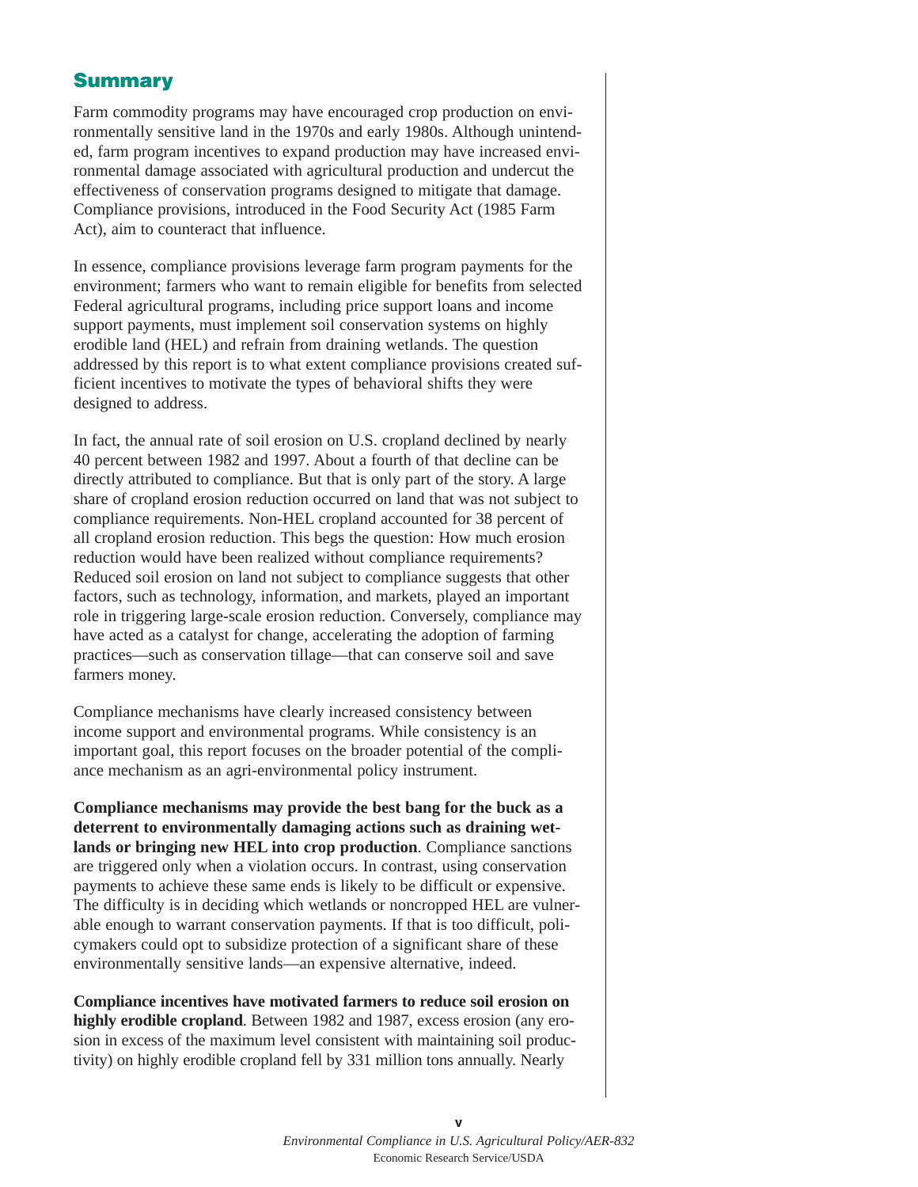## Summary

Farm commodity programs may have encouraged crop production on environmentally sensitive land in the 1970s and early 1980s. Although unintended, farm program incentives to expand production may have increased environmental damage associated with agricultural production and undercut the effectiveness of conservation programs designed to mitigate that damage. Compliance provisions, introduced in the Food Security Act (1985 Farm Act), aim to counteract that influence.

In essence, compliance provisions leverage farm program payments for the environment; farmers who want to remain eligible for benefits from selected Federal agricultural programs, including price support loans and income support payments, must implement soil conservation systems on highly erodible land (HEL) and refrain from draining wetlands. The question addressed by this report is to what extent compliance provisions created sufficient incentives to motivate the types of behavioral shifts they were designed to address.

In fact, the annual rate of soil erosion on U.S. cropland declined by nearly 40 percent between 1982 and 1997. About a fourth of that decline can be directly attributed to compliance. But that is only part of the story. A large share of cropland erosion reduction occurred on land that was not subject to compliance requirements. Non-HEL cropland accounted for 38 percent of all cropland erosion reduction. This begs the question: How much erosion reduction would have been realized without compliance requirements? Reduced soil erosion on land not subject to compliance suggests that other factors, such as technology, information, and markets, played an important role in triggering large-scale erosion reduction. Conversely, compliance may have acted as a catalyst for change, accelerating the adoption of farming practices—such as conservation tillage—that can conserve soil and save farmers money.

Compliance mechanisms have clearly increased consistency between income support and environmental programs. While consistency is an important goal, this report focuses on the broader potential of the compliance mechanism as an agri-environmental policy instrument.

**Compliance mechanisms may provide the best bang for the buck as a deterrent to environmentally damaging actions such as draining wetlands or bringing new HEL into crop production**. Compliance sanctions are triggered only when a violation occurs. In contrast, using conservation payments to achieve these same ends is likely to be difficult or expensive. The difficulty is in deciding which wetlands or noncropped HEL are vulnerable enough to warrant conservation payments. If that is too difficult, policymakers could opt to subsidize protection of a significant share of these environmentally sensitive lands—an expensive alternative, indeed.

**Compliance incentives have motivated farmers to reduce soil erosion on highly erodible cropland**. Between 1982 and 1987, excess erosion (any erosion in excess of the maximum level consistent with maintaining soil productivity) on highly erodible cropland fell by 331 million tons annually. Nearly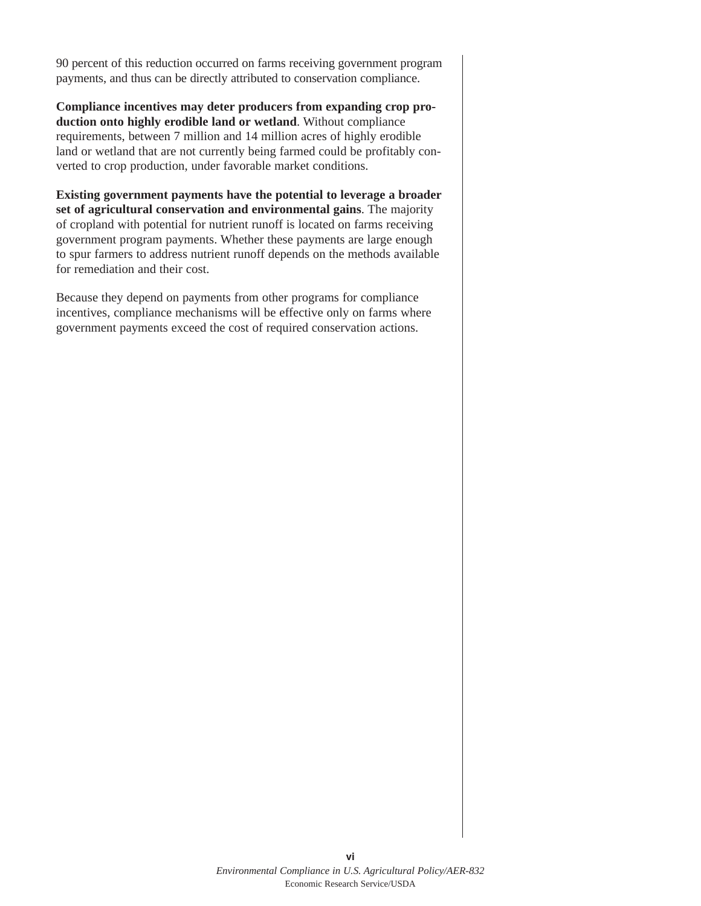90 percent of this reduction occurred on farms receiving government program payments, and thus can be directly attributed to conservation compliance.

**Compliance incentives may deter producers from expanding crop production onto highly erodible land or wetland**. Without compliance requirements, between 7 million and 14 million acres of highly erodible land or wetland that are not currently being farmed could be profitably converted to crop production, under favorable market conditions.

**Existing government payments have the potential to leverage a broader set of agricultural conservation and environmental gains**. The majority of cropland with potential for nutrient runoff is located on farms receiving government program payments. Whether these payments are large enough to spur farmers to address nutrient runoff depends on the methods available for remediation and their cost.

Because they depend on payments from other programs for compliance incentives, compliance mechanisms will be effective only on farms where government payments exceed the cost of required conservation actions.